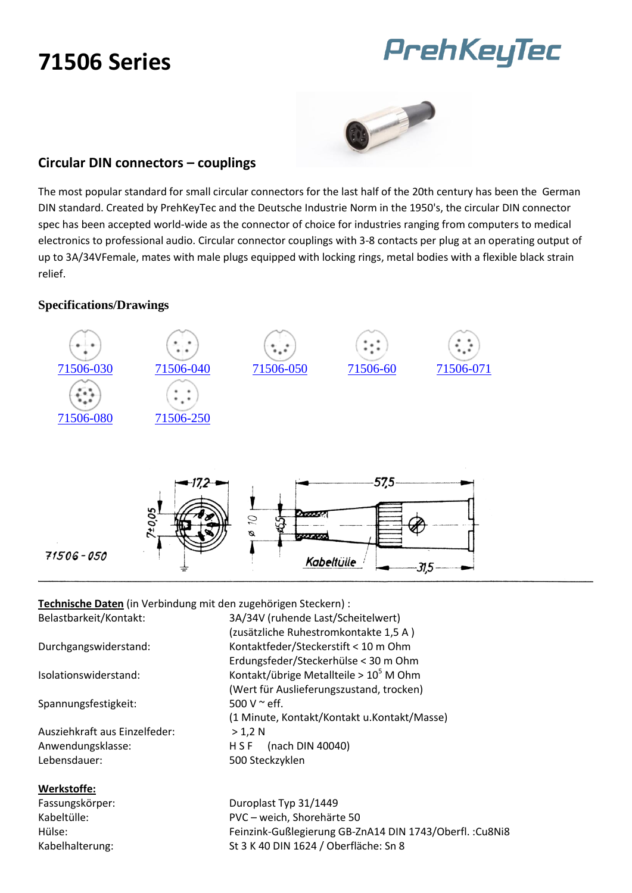# 71506 Series

PrehKeyTec

## Circular DIN connectors – couplings

The most popular standard for small circular connectors for the last half of the 20th century has been the German DIN standard. Created by PrehKeyTec and the Deutsche Industrie Norm in the 1950's, the circular DIN connector spec has been accepted world-wide as the connector of choice for industries ranging from computers to medical electronics to professional audio. Circular connector couplings with 3-8 contacts per plug at an operating output of up to 3A/34VFemale, mates with male plugs equipped with locking rings, metal bodies with a flexible black strain relief.

### Specifications/Drawings

71506-030 71506-040 71506-050 71506-60 71506-071

71506-080 71506-250

71506 - 050

17,2 7±0,05 ø 10 ø5,5 57,5 Kabeltülle 31,5

**Technische Daten** (in Verbindung mit den zugehörigen Steckern) :

| | |
|---|---|
| Belastbarkeit/Kontakt: | 3A/34V (ruhende Last/Scheitelwert) |
| | (zusätzliche Ruhestromkontakte 1,5 A ) |
| Durchgangswiderstand: | Kontaktfeder/Steckerstift < 10 m Ohm |
| | Erdungsfeder/Steckerhülse < 30 m Ohm |
| Isolationswiderstand: | Kontakt/übrige Metallteile > $10^5$ M Ohm |
| | (Wert für Auslieferungszustand, trocken) |
| Spannungsfestigkeit: | 500 V ~ eff. |
| | (1 Minute, Kontakt/Kontakt u.Kontakt/Masse) |
| Ausziehkraft aus Einzelfeder: | > 1,2 N |
| Anwendungsklasse: | H S F (nach DIN 40040) |
| Lebensdauer: | 500 Steckzyklen |

**Werkstoffe:**

| | |
|---|---|
| Fassungskörper: | Duroplast Typ 31/1449 |
| Kabeltülle: | PVC – weich, Shorehärte 50 |
| Hülse: | Feinzink-Gußlegierung GB-ZnA14 DIN 1743/Oberfl. :Cu8Ni8 |
| Kabelhalterung: | St 3 K 40 DIN 1624 / Oberfläche: Sn 8 |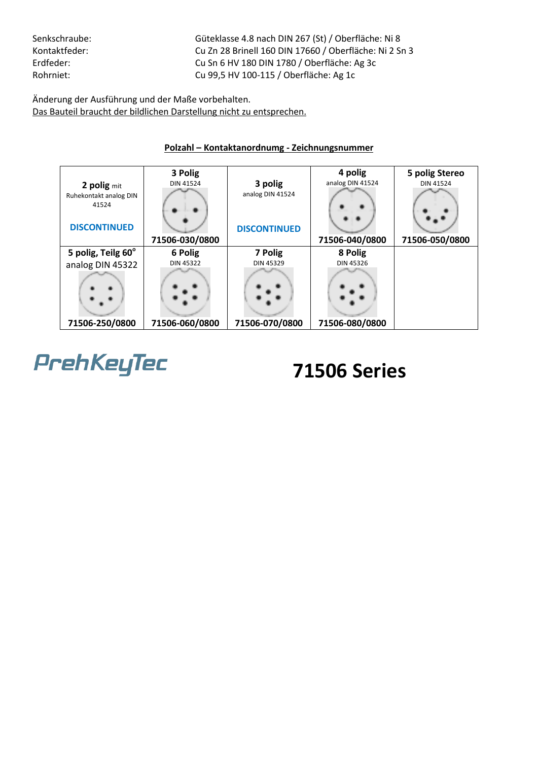| | |
|---|---|
| Senkschraube: | Güteklasse 4.8 nach DIN 267 (St) / Oberfläche: Ni 8 |
| Kontaktfeder: | Cu Zn 28 Brinell 160 DIN 17660 / Oberfläche: Ni 2 Sn 3 |
| Erdfeder: | Cu Sn 6 HV 180 DIN 1780 / Oberfläche: Ag 3c |
| Rohrniet: | Cu 99,5 HV 100-115 / Oberfläche: Ag 1c |

Änderung der Ausführung und der Maße vorbehalten.
Das Bauteil braucht der bildlichen Darstellung nicht zu entsprechen.

**Polzahl – Kontaktanordnumg - Zeichnungsnummer**

| | | | | |
|---|---|---|---|---|
| **2 polig** mit Ruhekontakt analog DIN 41524<br>**DISCONTINUED** | **3 Polig**<br>DIN 41524<br>**71506-030/0800** | **3 polig**<br>analog DIN 41524<br>**DISCONTINUED** | **4 polig**<br>analog DIN 41524<br>**71506-040/0800** | **5 polig Stereo**<br>DIN 41524<br>**71506-050/0800** |
| **5 polig, Teilg 60°**<br>analog DIN 45322<br>**71506-250/0800** | **6 Polig**<br>DIN 45322<br>**71506-060/0800** | **7 Polig**<br>DIN 45329<br>**71506-070/0800** | **8 Polig**<br>DIN 45326<br>**71506-080/0800** | |

PrehKeyTec

# 71506 Series